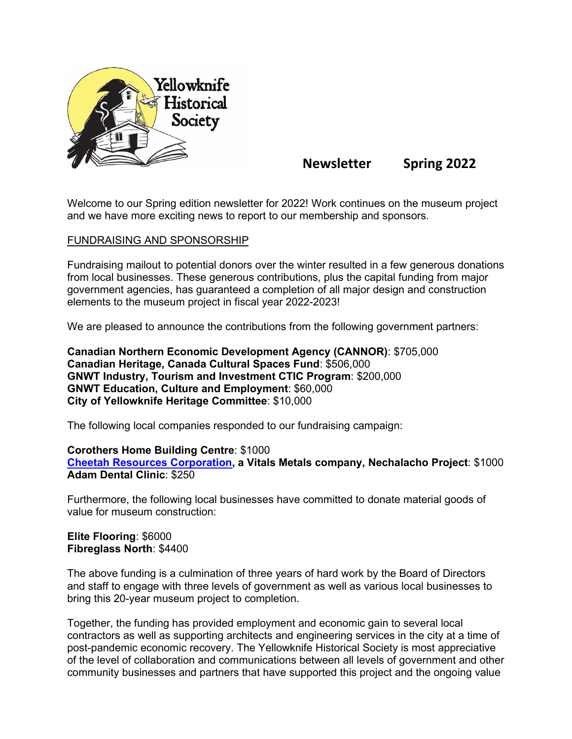# Yellowknife Historical Society

**Newsletter Spring 2022**

Welcome to our Spring edition newsletter for 2022! Work continues on the museum project and we have more exciting news to report to our membership and sponsors.

## FUNDRAISING AND SPONSORSHIP

Fundraising mailout to potential donors over the winter resulted in a few generous donations from local businesses. These generous contributions, plus the capital funding from major government agencies, has guaranteed a completion of all major design and construction elements to the museum project in fiscal year 2022-2023!

We are pleased to announce the contributions from the following government partners:

**Canadian Northern Economic Development Agency (CANNOR)**: $705,000
**Canadian Heritage, Canada Cultural Spaces Fund**: $506,000
**GNWT Industry, Tourism and Investment CTIC Program**: $200,000
**GNWT Education, Culture and Employment**: $60,000
**City of Yellowknife Heritage Committee**: $10,000

The following local companies responded to our fundraising campaign:

**Corothers Home Building Centre**: $1000
**Cheetah Resources Corporation, a Vitals Metals company, Nechalacho Project**: $1000
**Adam Dental Clinic**: $250

Furthermore, the following local businesses have committed to donate material goods of value for museum construction:

**Elite Flooring**: $6000
**Fibreglass North**: $4400

The above funding is a culmination of three years of hard work by the Board of Directors and staff to engage with three levels of government as well as various local businesses to bring this 20-year museum project to completion.

Together, the funding has provided employment and economic gain to several local contractors as well as supporting architects and engineering services in the city at a time of post-pandemic economic recovery. The Yellowknife Historical Society is most appreciative of the level of collaboration and communications between all levels of government and other community businesses and partners that have supported this project and the ongoing value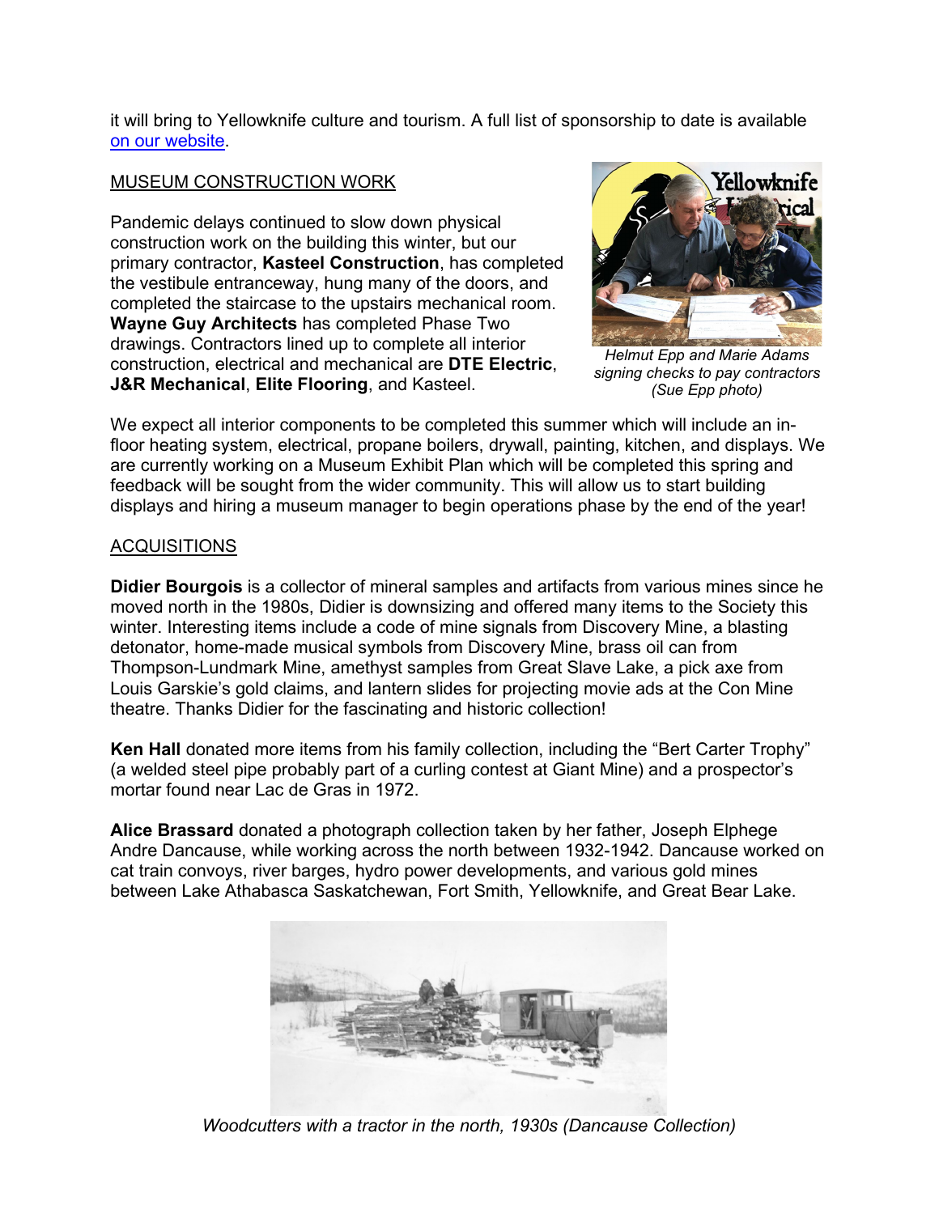it will bring to Yellowknife culture and tourism. A full list of sponsorship to date is available [on our website](#).

## MUSEUM CONSTRUCTION WORK

Pandemic delays continued to slow down physical construction work on the building this winter, but our primary contractor, **Kasteel Construction**, has completed the vestibule entranceway, hung many of the doors, and completed the staircase to the upstairs mechanical room. **Wayne Guy Architects** has completed Phase Two drawings. Contractors lined up to complete all interior construction, electrical and mechanical are **DTE Electric**, **J&R Mechanical**, **Elite Flooring**, and Kasteel.

*Helmut Epp and Marie Adams signing checks to pay contractors (Sue Epp photo)*

We expect all interior components to be completed this summer which will include an in-floor heating system, electrical, propane boilers, drywall, painting, kitchen, and displays. We are currently working on a Museum Exhibit Plan which will be completed this spring and feedback will be sought from the wider community. This will allow us to start building displays and hiring a museum manager to begin operations phase by the end of the year!

## ACQUISITIONS

**Didier Bourgois** is a collector of mineral samples and artifacts from various mines since he moved north in the 1980s, Didier is downsizing and offered many items to the Society this winter. Interesting items include a code of mine signals from Discovery Mine, a blasting detonator, home-made musical symbols from Discovery Mine, brass oil can from Thompson-Lundmark Mine, amethyst samples from Great Slave Lake, a pick axe from Louis Garskie's gold claims, and lantern slides for projecting movie ads at the Con Mine theatre. Thanks Didier for the fascinating and historic collection!

**Ken Hall** donated more items from his family collection, including the "Bert Carter Trophy" (a welded steel pipe probably part of a curling contest at Giant Mine) and a prospector's mortar found near Lac de Gras in 1972.

**Alice Brassard** donated a photograph collection taken by her father, Joseph Elphege Andre Dancause, while working across the north between 1932-1942. Dancause worked on cat train convoys, river barges, hydro power developments, and various gold mines between Lake Athabasca Saskatchewan, Fort Smith, Yellowknife, and Great Bear Lake.

*Woodcutters with a tractor in the north, 1930s (Dancause Collection)*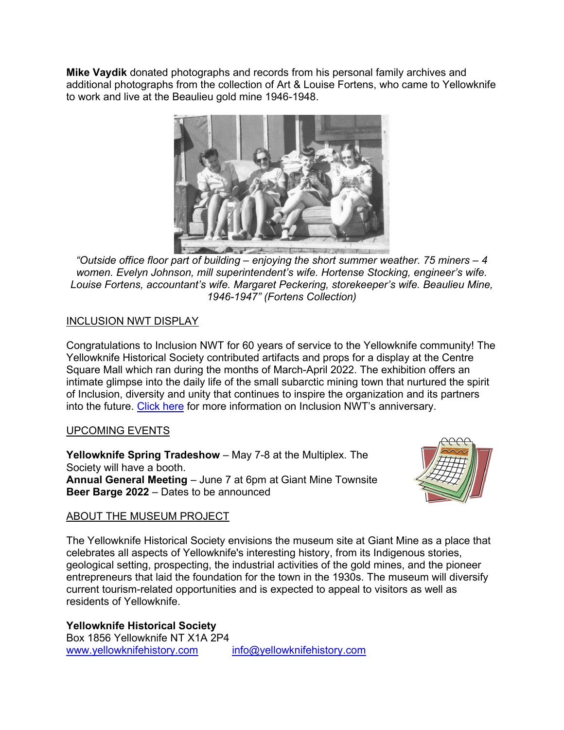**Mike Vaydik** donated photographs and records from his personal family archives and additional photographs from the collection of Art & Louise Fortens, who came to Yellowknife to work and live at the Beaulieu gold mine 1946-1948.

*"Outside office floor part of building – enjoying the short summer weather. 75 miners – 4 women. Evelyn Johnson, mill superintendent's wife. Hortense Stocking, engineer's wife. Louise Fortens, accountant's wife. Margaret Peckering, storekeeper's wife. Beaulieu Mine, 1946-1947" (Fortens Collection)*

## INCLUSION NWT DISPLAY

Congratulations to Inclusion NWT for 60 years of service to the Yellowknife community! The Yellowknife Historical Society contributed artifacts and props for a display at the Centre Square Mall which ran during the months of March-April 2022. The exhibition offers an intimate glimpse into the daily life of the small subarctic mining town that nurtured the spirit of Inclusion, diversity and unity that continues to inspire the organization and its partners into the future. Click here for more information on Inclusion NWT's anniversary.

## UPCOMING EVENTS

**Yellowknife Spring Tradeshow** – May 7-8 at the Multiplex. The Society will have a booth.
**Annual General Meeting** – June 7 at 6pm at Giant Mine Townsite
**Beer Barge 2022** – Dates to be announced

## ABOUT THE MUSEUM PROJECT

The Yellowknife Historical Society envisions the museum site at Giant Mine as a place that celebrates all aspects of Yellowknife's interesting history, from its Indigenous stories, geological setting, prospecting, the industrial activities of the gold mines, and the pioneer entrepreneurs that laid the foundation for the town in the 1930s. The museum will diversify current tourism-related opportunities and is expected to appeal to visitors as well as residents of Yellowknife.

**Yellowknife Historical Society**
Box 1856 Yellowknife NT X1A 2P4
www.yellowknifehistory.com info@yellowknifehistory.com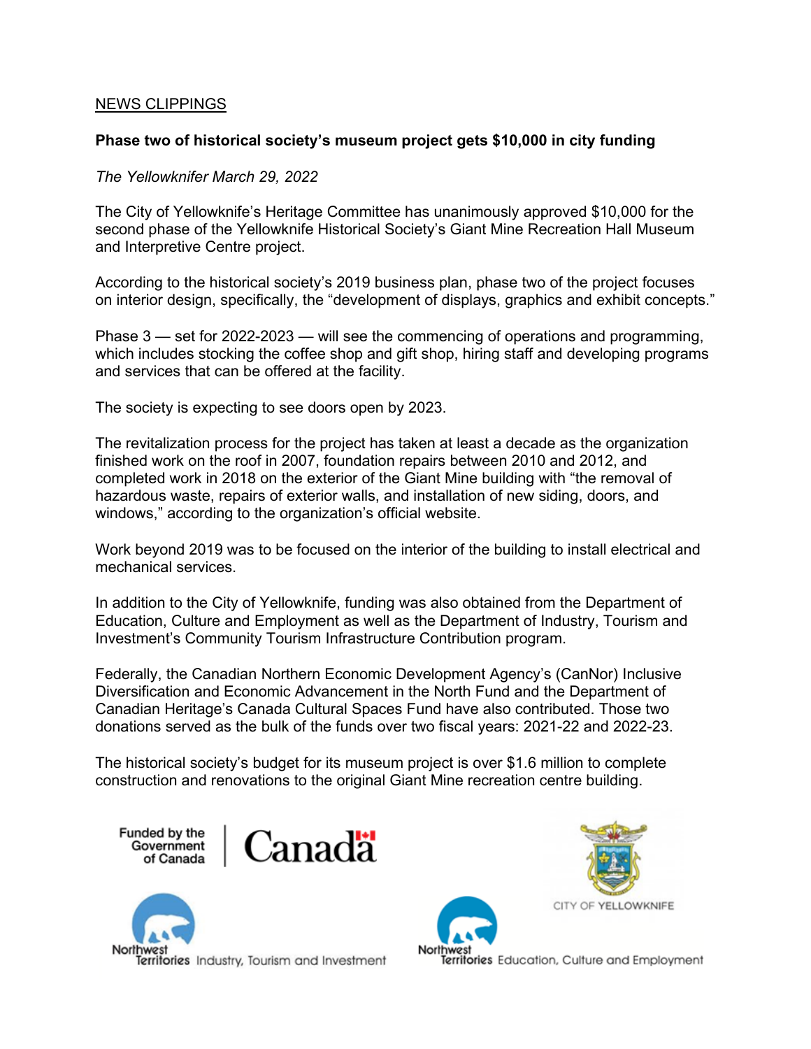NEWS CLIPPINGS

**Phase two of historical society's museum project gets $10,000 in city funding**

*The Yellowknifer March 29, 2022*

The City of Yellowknife's Heritage Committee has unanimously approved $10,000 for the second phase of the Yellowknife Historical Society's Giant Mine Recreation Hall Museum and Interpretive Centre project.

According to the historical society's 2019 business plan, phase two of the project focuses on interior design, specifically, the "development of displays, graphics and exhibit concepts."

Phase 3 — set for 2022-2023 — will see the commencing of operations and programming, which includes stocking the coffee shop and gift shop, hiring staff and developing programs and services that can be offered at the facility.

The society is expecting to see doors open by 2023.

The revitalization process for the project has taken at least a decade as the organization finished work on the roof in 2007, foundation repairs between 2010 and 2012, and completed work in 2018 on the exterior of the Giant Mine building with "the removal of hazardous waste, repairs of exterior walls, and installation of new siding, doors, and windows," according to the organization's official website.

Work beyond 2019 was to be focused on the interior of the building to install electrical and mechanical services.

In addition to the City of Yellowknife, funding was also obtained from the Department of Education, Culture and Employment as well as the Department of Industry, Tourism and Investment's Community Tourism Infrastructure Contribution program.

Federally, the Canadian Northern Economic Development Agency's (CanNor) Inclusive Diversification and Economic Advancement in the North Fund and the Department of Canadian Heritage's Canada Cultural Spaces Fund have also contributed. Those two donations served as the bulk of the funds over two fiscal years: 2021-22 and 2022-23.

The historical society's budget for its museum project is over $1.6 million to complete construction and renovations to the original Giant Mine recreation centre building.

Funded by the Government of Canada | Canada

CITY OF YELLOWKNIFE

Northwest Territories Industry, Tourism and Investment

Northwest Territories Education, Culture and Employment